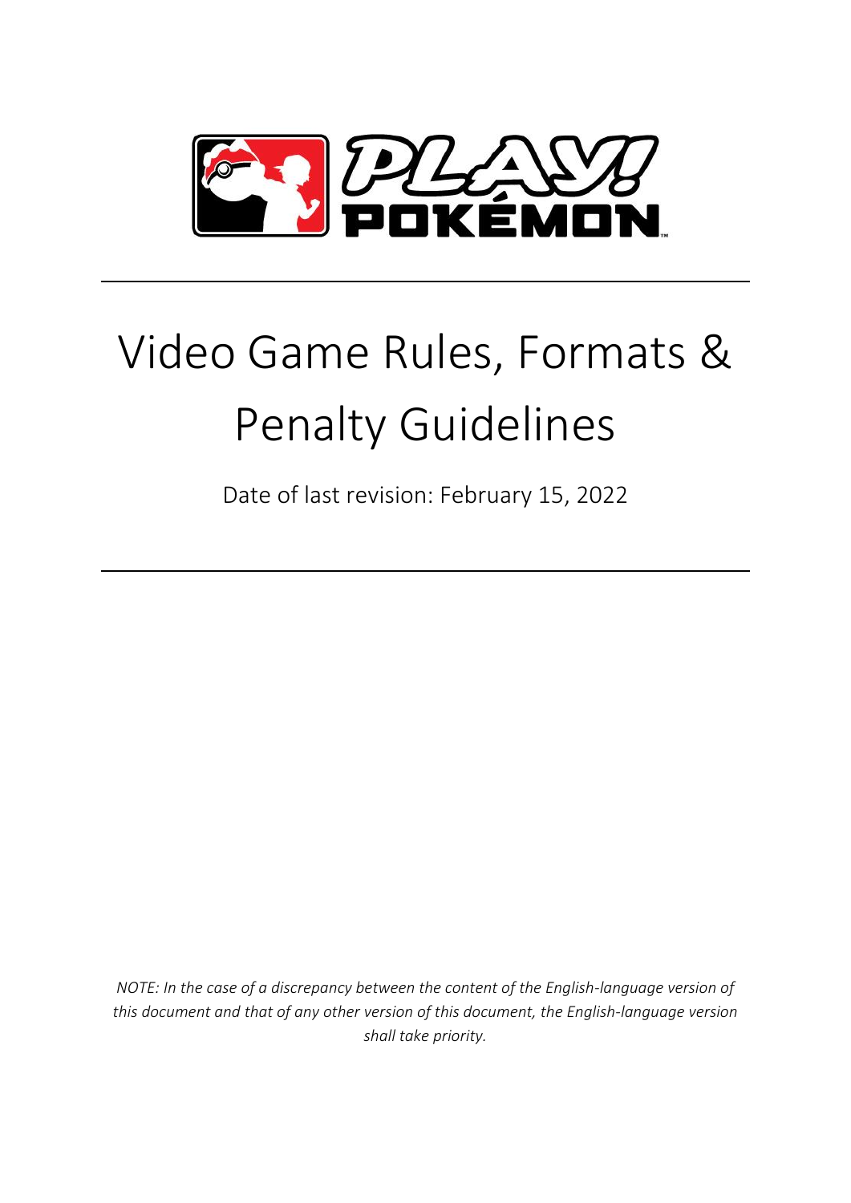# Video Game Rules, Formats & Penalty Guidelines

Date of last revision: February 15, 2022

*NOTE: In the case of a discrepancy between the content of the English-language version of this document and that of any other version of this document, the English-language version shall take priority.*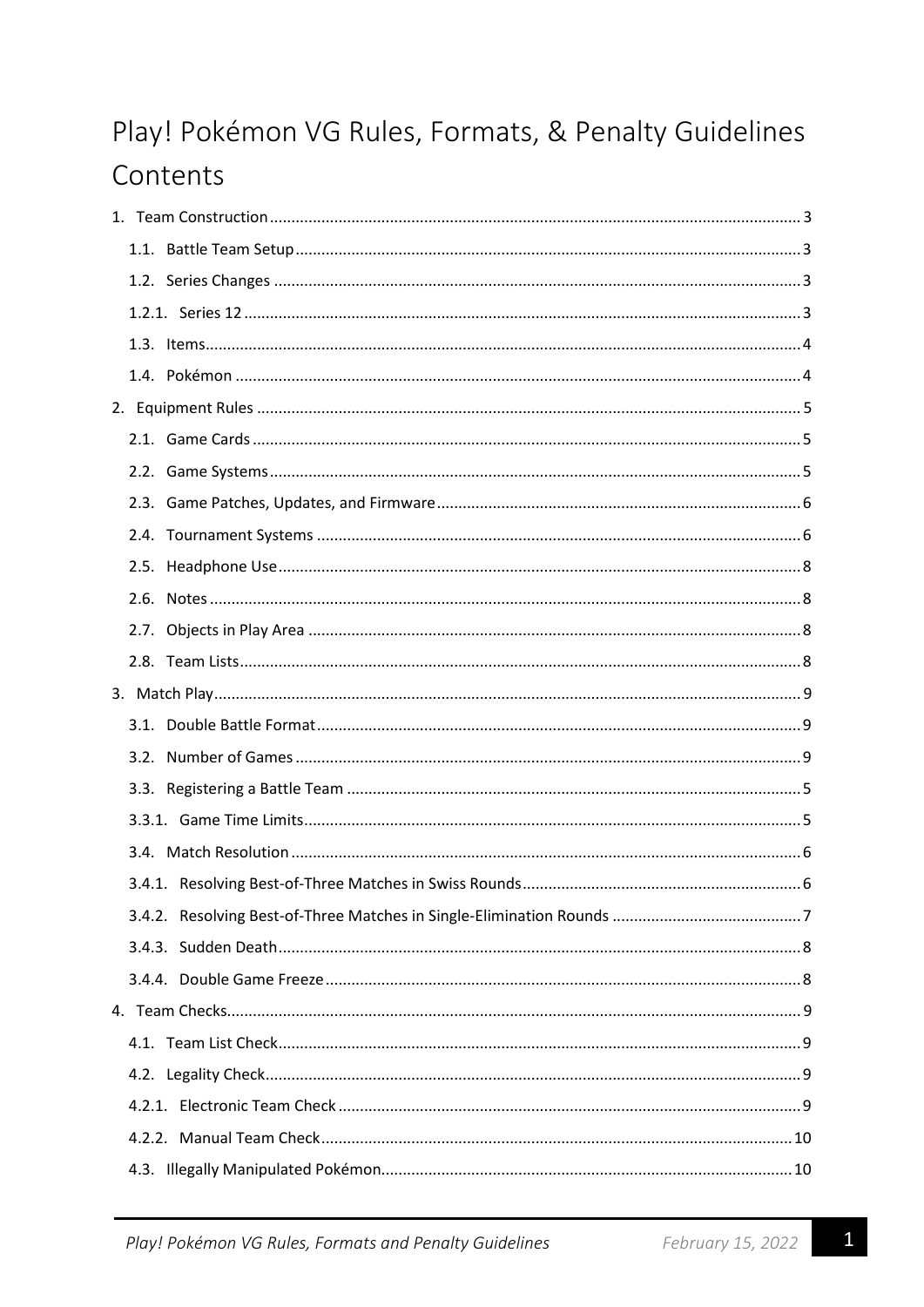# Play! Pokémon VG Rules, Formats, & Penalty Guidelines

## Contents

1. Team Construction .......... 3
   - 1.1. Battle Team Setup .......... 3
   - 1.2. Series Changes .......... 3
   - 1.2.1. Series 12 .......... 3
   - 1.3. Items .......... 4
   - 1.4. Pokémon .......... 4
2. Equipment Rules .......... 5
   - 2.1. Game Cards .......... 5
   - 2.2. Game Systems .......... 5
   - 2.3. Game Patches, Updates, and Firmware .......... 6
   - 2.4. Tournament Systems .......... 6
   - 2.5. Headphone Use .......... 8
   - 2.6. Notes .......... 8
   - 2.7. Objects in Play Area .......... 8
   - 2.8. Team Lists .......... 8
3. Match Play .......... 9
   - 3.1. Double Battle Format .......... 9
   - 3.2. Number of Games .......... 9
   - 3.3. Registering a Battle Team .......... 5
   - 3.3.1. Game Time Limits .......... 5
   - 3.4. Match Resolution .......... 6
   - 3.4.1. Resolving Best-of-Three Matches in Swiss Rounds .......... 6
   - 3.4.2. Resolving Best-of-Three Matches in Single-Elimination Rounds .......... 7
   - 3.4.3. Sudden Death .......... 8
   - 3.4.4. Double Game Freeze .......... 8
4. Team Checks .......... 9
   - 4.1. Team List Check .......... 9
   - 4.2. Legality Check .......... 9
   - 4.2.1. Electronic Team Check .......... 9
   - 4.2.2. Manual Team Check .......... 10
   - 4.3. Illegally Manipulated Pokémon .......... 10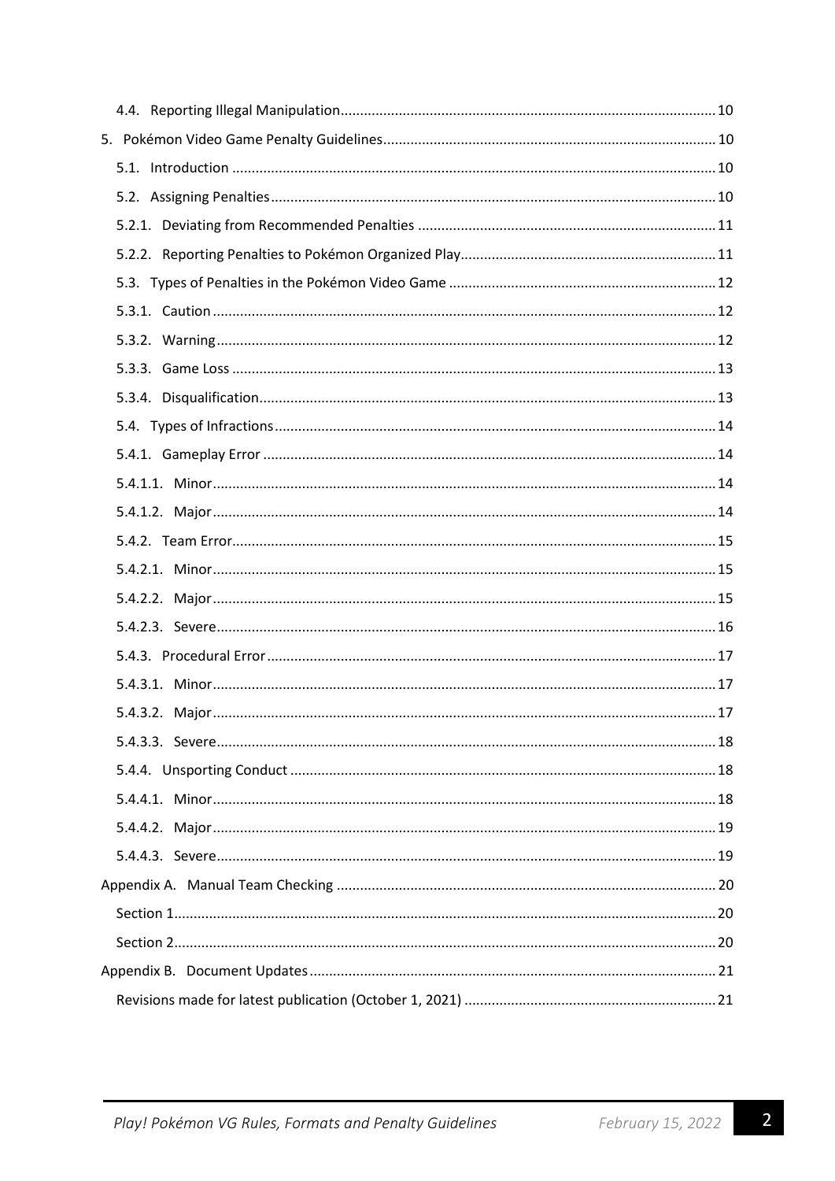4.4. Reporting Illegal Manipulation ........ 10

5. Pokémon Video Game Penalty Guidelines ........ 10

5.1. Introduction ........ 10

5.2. Assigning Penalties ........ 10

5.2.1. Deviating from Recommended Penalties ........ 11

5.2.2. Reporting Penalties to Pokémon Organized Play ........ 11

5.3. Types of Penalties in the Pokémon Video Game ........ 12

5.3.1. Caution ........ 12

5.3.2. Warning ........ 12

5.3.3. Game Loss ........ 13

5.3.4. Disqualification ........ 13

5.4. Types of Infractions ........ 14

5.4.1. Gameplay Error ........ 14

5.4.1.1. Minor ........ 14

5.4.1.2. Major ........ 14

5.4.2. Team Error ........ 15

5.4.2.1. Minor ........ 15

5.4.2.2. Major ........ 15

5.4.2.3. Severe ........ 16

5.4.3. Procedural Error ........ 17

5.4.3.1. Minor ........ 17

5.4.3.2. Major ........ 17

5.4.3.3. Severe ........ 18

5.4.4. Unsporting Conduct ........ 18

5.4.4.1. Minor ........ 18

5.4.4.2. Major ........ 19

5.4.4.3. Severe ........ 19

Appendix A. Manual Team Checking ........ 20

Section 1 ........ 20

Section 2 ........ 20

Appendix B. Document Updates ........ 21

Revisions made for latest publication (October 1, 2021) ........ 21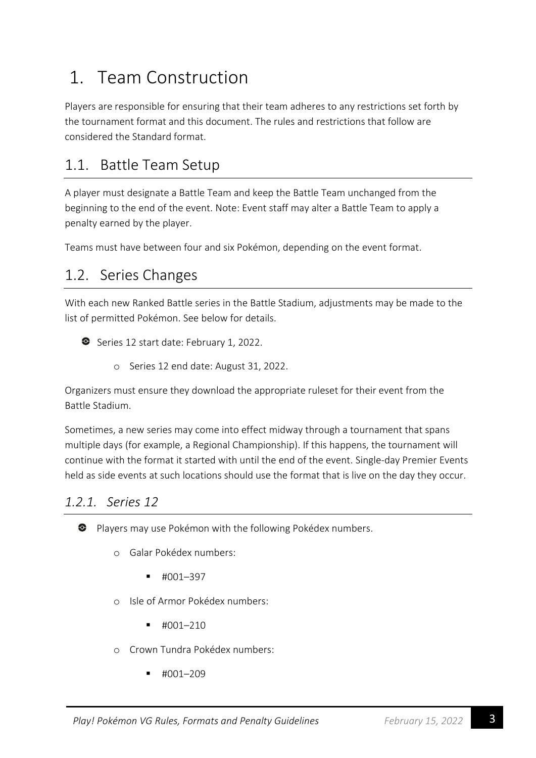# 1. Team Construction

Players are responsible for ensuring that their team adheres to any restrictions set forth by the tournament format and this document. The rules and restrictions that follow are considered the Standard format.

## 1.1. Battle Team Setup

A player must designate a Battle Team and keep the Battle Team unchanged from the beginning to the end of the event. Note: Event staff may alter a Battle Team to apply a penalty earned by the player.

Teams must have between four and six Pokémon, depending on the event format.

## 1.2. Series Changes

With each new Ranked Battle series in the Battle Stadium, adjustments may be made to the list of permitted Pokémon. See below for details.

- Series 12 start date: February 1, 2022.
  - Series 12 end date: August 31, 2022.

Organizers must ensure they download the appropriate ruleset for their event from the Battle Stadium.

Sometimes, a new series may come into effect midway through a tournament that spans multiple days (for example, a Regional Championship). If this happens, the tournament will continue with the format it started with until the end of the event. Single-day Premier Events held as side events at such locations should use the format that is live on the day they occur.

### *1.2.1. Series 12*

- Players may use Pokémon with the following Pokédex numbers.
  - Galar Pokédex numbers:
    - #001–397
  - Isle of Armor Pokédex numbers:
    - #001–210
  - Crown Tundra Pokédex numbers:
    - #001–209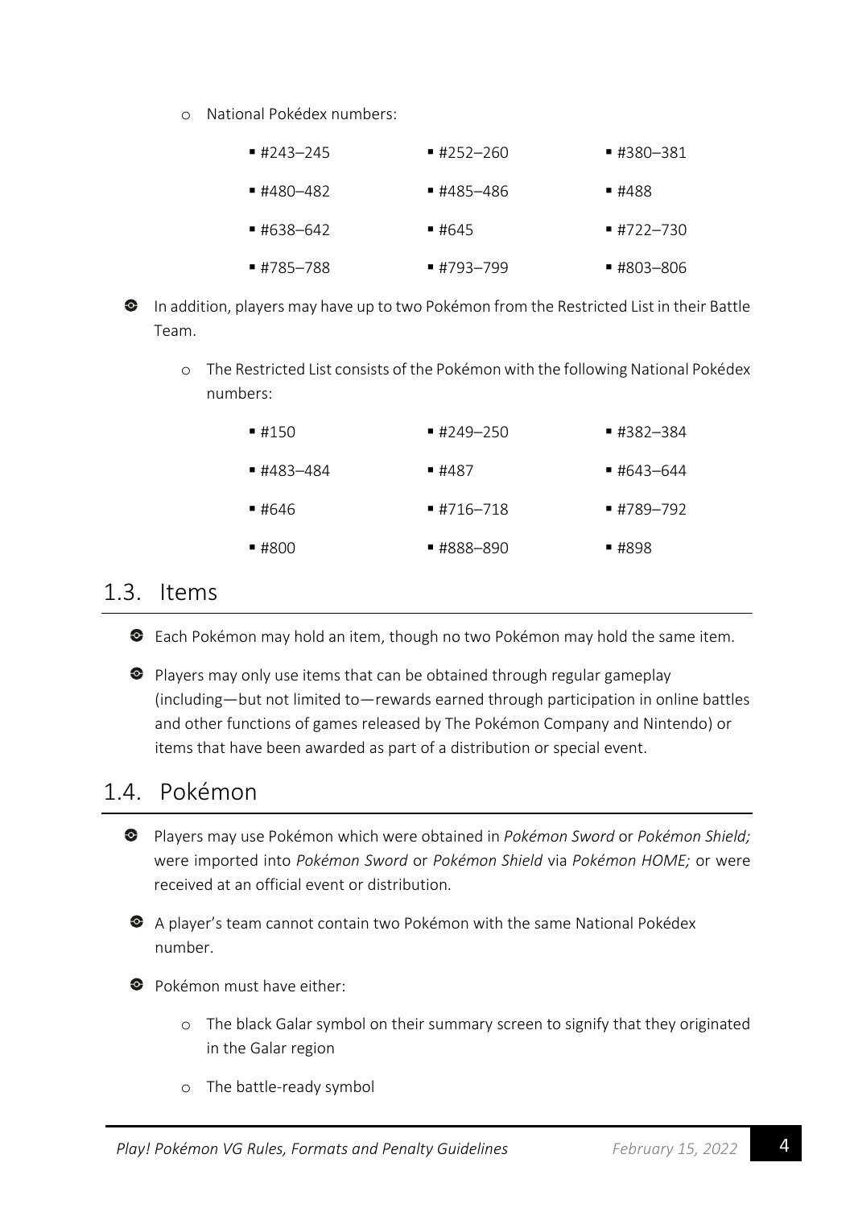- National Pokédex numbers:
  - #243–245
  - #252–260
  - #380–381
  - #480–482
  - #485–486
  - #488
  - #638–642
  - #645
  - #722–730
  - #785–788
  - #793–799
  - #803–806

- In addition, players may have up to two Pokémon from the Restricted List in their Battle Team.
  - The Restricted List consists of the Pokémon with the following National Pokédex numbers:
    - #150
    - #249–250
    - #382–384
    - #483–484
    - #487
    - #643–644
    - #646
    - #716–718
    - #789–792
    - #800
    - #888–890
    - #898

## 1.3. Items

- Each Pokémon may hold an item, though no two Pokémon may hold the same item.
- Players may only use items that can be obtained through regular gameplay (including—but not limited to—rewards earned through participation in online battles and other functions of games released by The Pokémon Company and Nintendo) or items that have been awarded as part of a distribution or special event.

## 1.4. Pokémon

- Players may use Pokémon which were obtained in *Pokémon Sword* or *Pokémon Shield;* were imported into *Pokémon Sword* or *Pokémon Shield* via *Pokémon HOME;* or were received at an official event or distribution.
- A player's team cannot contain two Pokémon with the same National Pokédex number.
- Pokémon must have either:
  - The black Galar symbol on their summary screen to signify that they originated in the Galar region
  - The battle-ready symbol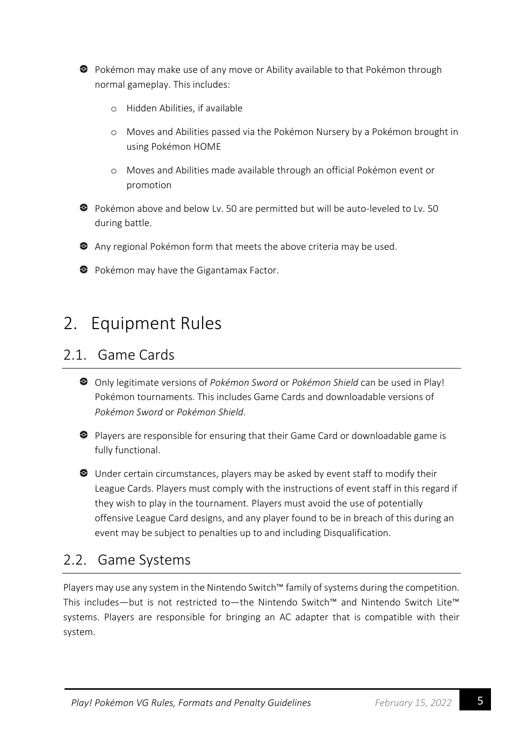- Pokémon may make use of any move or Ability available to that Pokémon through normal gameplay. This includes:
    - Hidden Abilities, if available
    - Moves and Abilities passed via the Pokémon Nursery by a Pokémon brought in using Pokémon HOME
    - Moves and Abilities made available through an official Pokémon event or promotion
- Pokémon above and below Lv. 50 are permitted but will be auto-leveled to Lv. 50 during battle.
- Any regional Pokémon form that meets the above criteria may be used.
- Pokémon may have the Gigantamax Factor.

# 2. Equipment Rules

## 2.1. Game Cards

- Only legitimate versions of *Pokémon Sword* or *Pokémon Shield* can be used in Play! Pokémon tournaments. This includes Game Cards and downloadable versions of *Pokémon Sword* or *Pokémon Shield*.
- Players are responsible for ensuring that their Game Card or downloadable game is fully functional.
- Under certain circumstances, players may be asked by event staff to modify their League Cards. Players must comply with the instructions of event staff in this regard if they wish to play in the tournament. Players must avoid the use of potentially offensive League Card designs, and any player found to be in breach of this during an event may be subject to penalties up to and including Disqualification.

## 2.2. Game Systems

Players may use any system in the Nintendo Switch™ family of systems during the competition. This includes—but is not restricted to—the Nintendo Switch™ and Nintendo Switch Lite™ systems. Players are responsible for bringing an AC adapter that is compatible with their system.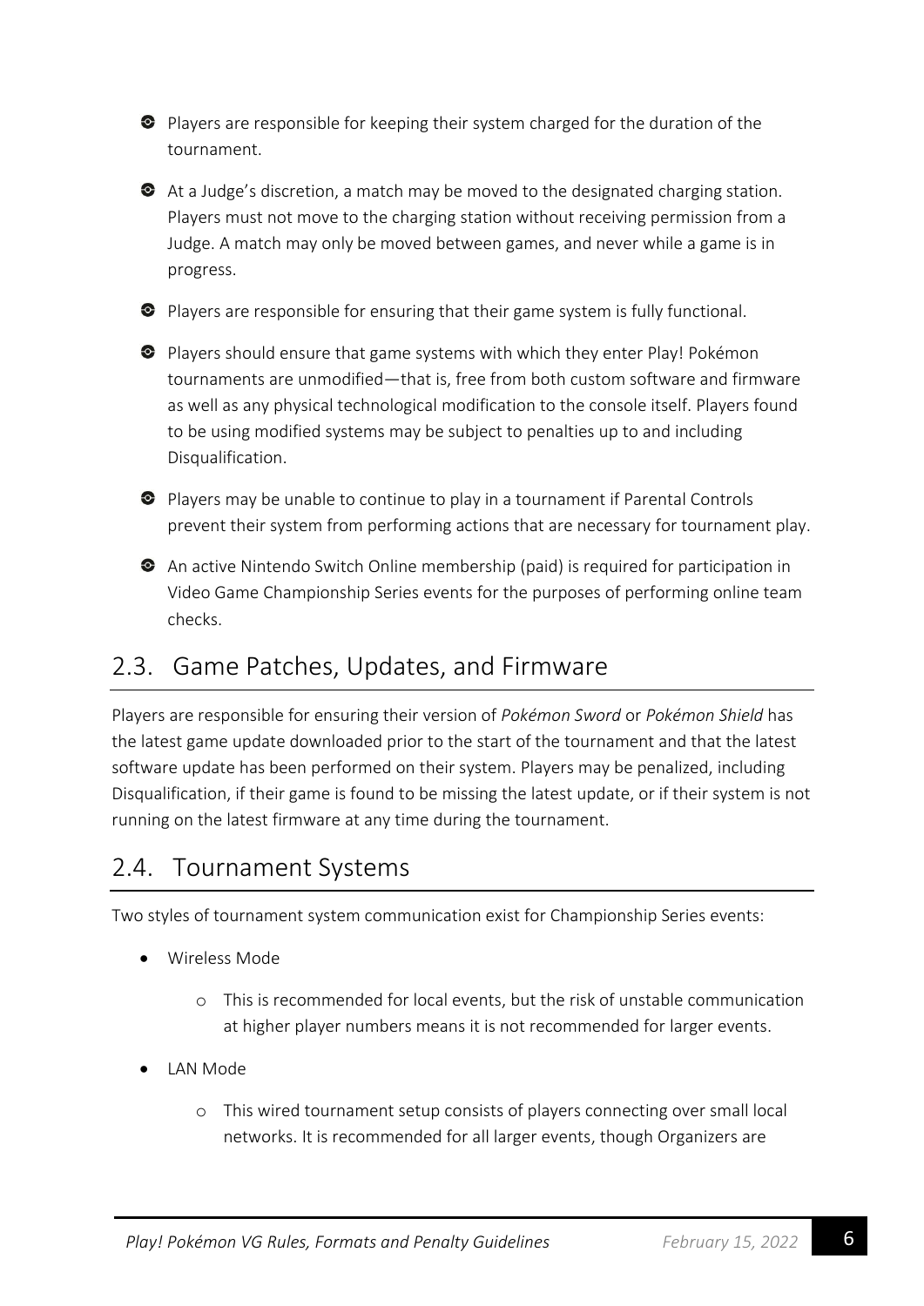- Players are responsible for keeping their system charged for the duration of the tournament.
- At a Judge's discretion, a match may be moved to the designated charging station. Players must not move to the charging station without receiving permission from a Judge. A match may only be moved between games, and never while a game is in progress.
- Players are responsible for ensuring that their game system is fully functional.
- Players should ensure that game systems with which they enter Play! Pokémon tournaments are unmodified—that is, free from both custom software and firmware as well as any physical technological modification to the console itself. Players found to be using modified systems may be subject to penalties up to and including Disqualification.
- Players may be unable to continue to play in a tournament if Parental Controls prevent their system from performing actions that are necessary for tournament play.
- An active Nintendo Switch Online membership (paid) is required for participation in Video Game Championship Series events for the purposes of performing online team checks.

## 2.3. Game Patches, Updates, and Firmware

Players are responsible for ensuring their version of *Pokémon Sword* or *Pokémon Shield* has the latest game update downloaded prior to the start of the tournament and that the latest software update has been performed on their system. Players may be penalized, including Disqualification, if their game is found to be missing the latest update, or if their system is not running on the latest firmware at any time during the tournament.

## 2.4. Tournament Systems

Two styles of tournament system communication exist for Championship Series events:

- Wireless Mode
    - This is recommended for local events, but the risk of unstable communication at higher player numbers means it is not recommended for larger events.
- LAN Mode
    - This wired tournament setup consists of players connecting over small local networks. It is recommended for all larger events, though Organizers are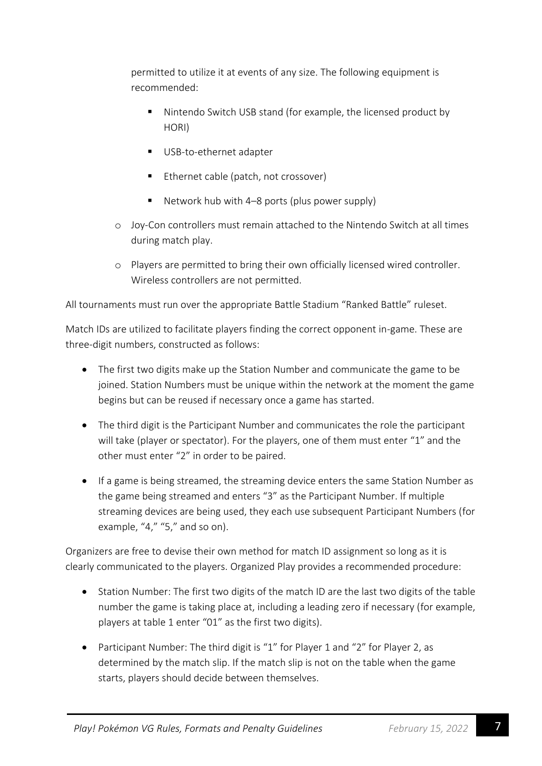permitted to utilize it at events of any size. The following equipment is recommended:

    - Nintendo Switch USB stand (for example, the licensed product by HORI)
    - USB-to-ethernet adapter
    - Ethernet cable (patch, not crossover)
    - Network hub with 4–8 ports (plus power supply)

  - Joy-Con controllers must remain attached to the Nintendo Switch at all times during match play.
  - Players are permitted to bring their own officially licensed wired controller. Wireless controllers are not permitted.

All tournaments must run over the appropriate Battle Stadium "Ranked Battle" ruleset.

Match IDs are utilized to facilitate players finding the correct opponent in-game. These are three-digit numbers, constructed as follows:

- The first two digits make up the Station Number and communicate the game to be joined. Station Numbers must be unique within the network at the moment the game begins but can be reused if necessary once a game has started.
- The third digit is the Participant Number and communicates the role the participant will take (player or spectator). For the players, one of them must enter "1" and the other must enter "2" in order to be paired.
- If a game is being streamed, the streaming device enters the same Station Number as the game being streamed and enters "3" as the Participant Number. If multiple streaming devices are being used, they each use subsequent Participant Numbers (for example, "4," "5," and so on).

Organizers are free to devise their own method for match ID assignment so long as it is clearly communicated to the players. Organized Play provides a recommended procedure:

- Station Number: The first two digits of the match ID are the last two digits of the table number the game is taking place at, including a leading zero if necessary (for example, players at table 1 enter "01" as the first two digits).
- Participant Number: The third digit is "1" for Player 1 and "2" for Player 2, as determined by the match slip. If the match slip is not on the table when the game starts, players should decide between themselves.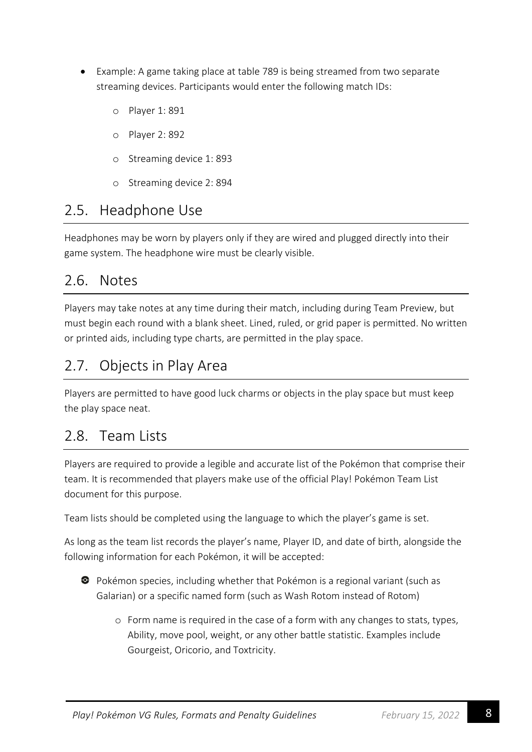- Example: A game taking place at table 789 is being streamed from two separate streaming devices. Participants would enter the following match IDs:
  - Player 1: 891
  - Player 2: 892
  - Streaming device 1: 893
  - Streaming device 2: 894

## 2.5. Headphone Use

Headphones may be worn by players only if they are wired and plugged directly into their game system. The headphone wire must be clearly visible.

## 2.6. Notes

Players may take notes at any time during their match, including during Team Preview, but must begin each round with a blank sheet. Lined, ruled, or grid paper is permitted. No written or printed aids, including type charts, are permitted in the play space.

## 2.7. Objects in Play Area

Players are permitted to have good luck charms or objects in the play space but must keep the play space neat.

## 2.8. Team Lists

Players are required to provide a legible and accurate list of the Pokémon that comprise their team. It is recommended that players make use of the official Play! Pokémon Team List document for this purpose.

Team lists should be completed using the language to which the player's game is set.

As long as the team list records the player's name, Player ID, and date of birth, alongside the following information for each Pokémon, it will be accepted:

- Pokémon species, including whether that Pokémon is a regional variant (such as Galarian) or a specific named form (such as Wash Rotom instead of Rotom)
  - Form name is required in the case of a form with any changes to stats, types, Ability, move pool, weight, or any other battle statistic. Examples include Gourgeist, Oricorio, and Toxtricity.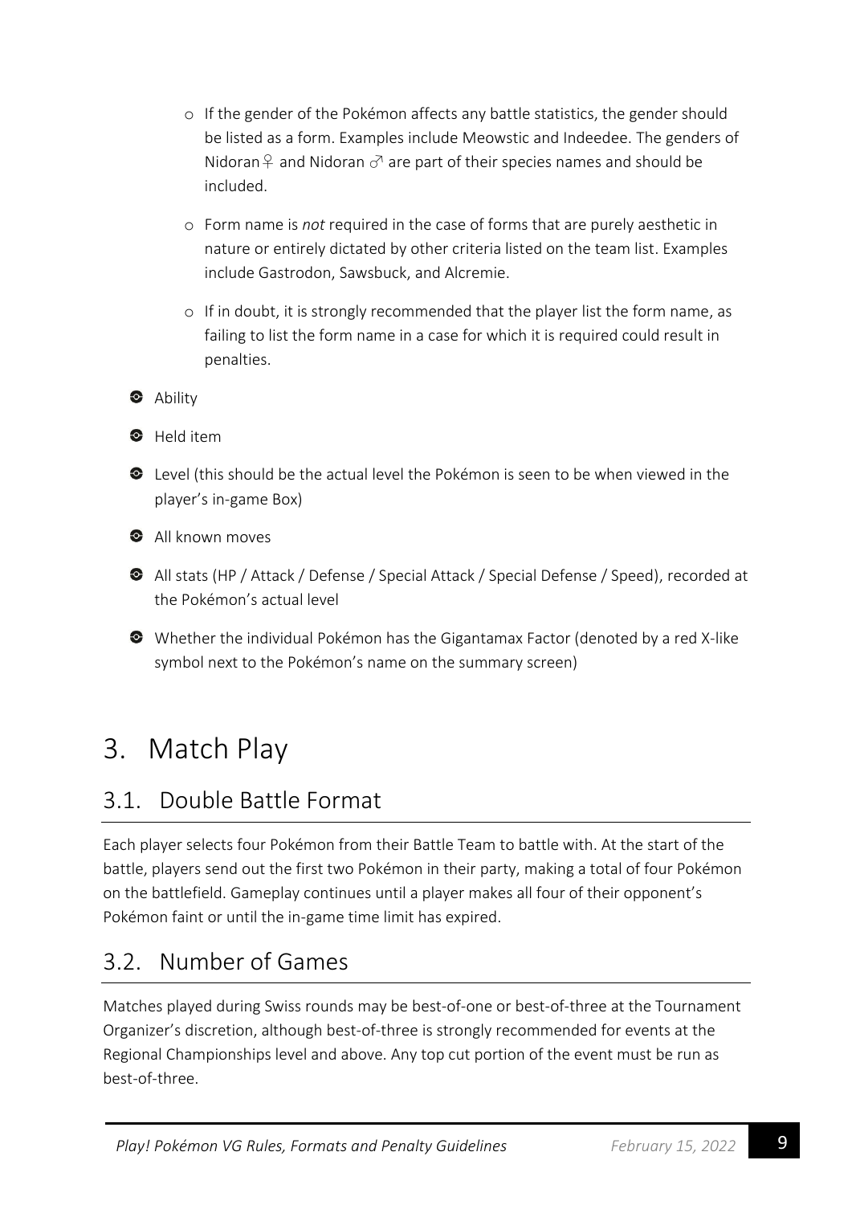- If the gender of the Pokémon affects any battle statistics, the gender should be listed as a form. Examples include Meowstic and Indeedee. The genders of Nidoran♀ and Nidoran ♂ are part of their species names and should be included.
  - Form name is *not* required in the case of forms that are purely aesthetic in nature or entirely dictated by other criteria listed on the team list. Examples include Gastrodon, Sawsbuck, and Alcremie.
  - If in doubt, it is strongly recommended that the player list the form name, as failing to list the form name in a case for which it is required could result in penalties.
- Ability
- Held item
- Level (this should be the actual level the Pokémon is seen to be when viewed in the player's in-game Box)
- All known moves
- All stats (HP / Attack / Defense / Special Attack / Special Defense / Speed), recorded at the Pokémon's actual level
- Whether the individual Pokémon has the Gigantamax Factor (denoted by a red X-like symbol next to the Pokémon's name on the summary screen)

# 3. Match Play

## 3.1. Double Battle Format

Each player selects four Pokémon from their Battle Team to battle with. At the start of the battle, players send out the first two Pokémon in their party, making a total of four Pokémon on the battlefield. Gameplay continues until a player makes all four of their opponent's Pokémon faint or until the in-game time limit has expired.

## 3.2. Number of Games

Matches played during Swiss rounds may be best-of-one or best-of-three at the Tournament Organizer's discretion, although best-of-three is strongly recommended for events at the Regional Championships level and above. Any top cut portion of the event must be run as best-of-three.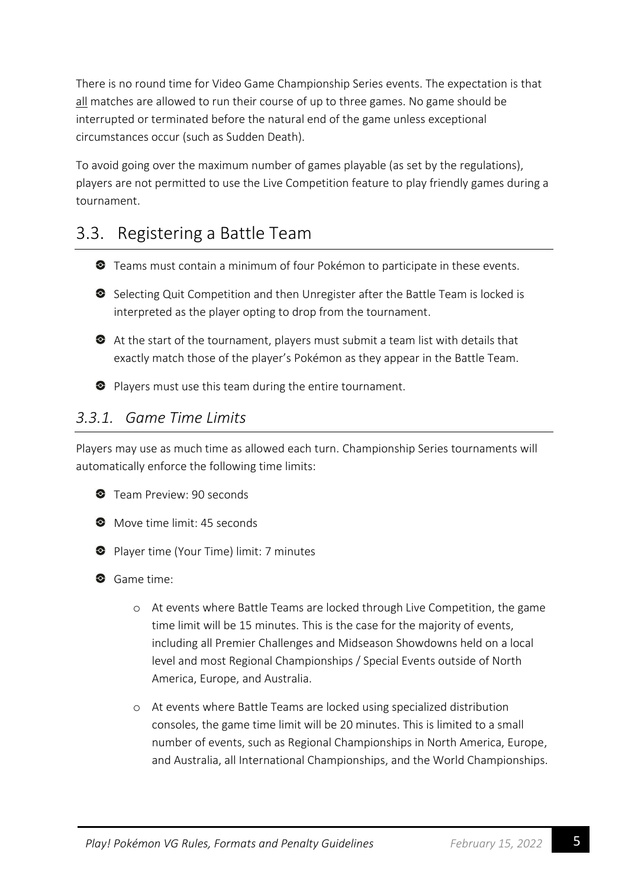There is no round time for Video Game Championship Series events. The expectation is that all matches are allowed to run their course of up to three games. No game should be interrupted or terminated before the natural end of the game unless exceptional circumstances occur (such as Sudden Death).

To avoid going over the maximum number of games playable (as set by the regulations), players are not permitted to use the Live Competition feature to play friendly games during a tournament.

## 3.3. Registering a Battle Team

- Teams must contain a minimum of four Pokémon to participate in these events.
- Selecting Quit Competition and then Unregister after the Battle Team is locked is interpreted as the player opting to drop from the tournament.
- At the start of the tournament, players must submit a team list with details that exactly match those of the player's Pokémon as they appear in the Battle Team.
- Players must use this team during the entire tournament.

### *3.3.1. Game Time Limits*

Players may use as much time as allowed each turn. Championship Series tournaments will automatically enforce the following time limits:

- Team Preview: 90 seconds
- Move time limit: 45 seconds
- Player time (Your Time) limit: 7 minutes
- Game time:
    - At events where Battle Teams are locked through Live Competition, the game time limit will be 15 minutes. This is the case for the majority of events, including all Premier Challenges and Midseason Showdowns held on a local level and most Regional Championships / Special Events outside of North America, Europe, and Australia.
    - At events where Battle Teams are locked using specialized distribution consoles, the game time limit will be 20 minutes. This is limited to a small number of events, such as Regional Championships in North America, Europe, and Australia, all International Championships, and the World Championships.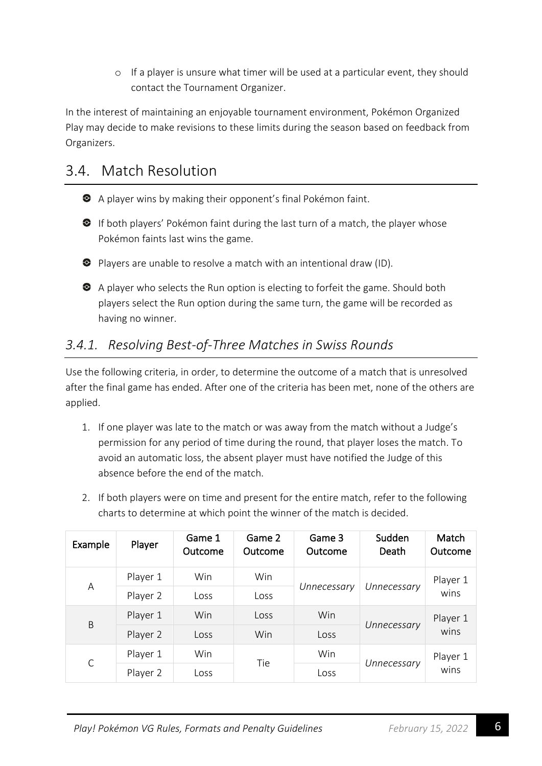- If a player is unsure what timer will be used at a particular event, they should contact the Tournament Organizer.

In the interest of maintaining an enjoyable tournament environment, Pokémon Organized Play may decide to make revisions to these limits during the season based on feedback from Organizers.

## 3.4. Match Resolution

- A player wins by making their opponent's final Pokémon faint.
- If both players' Pokémon faint during the last turn of a match, the player whose Pokémon faints last wins the game.
- Players are unable to resolve a match with an intentional draw (ID).
- A player who selects the Run option is electing to forfeit the game. Should both players select the Run option during the same turn, the game will be recorded as having no winner.

### *3.4.1. Resolving Best-of-Three Matches in Swiss Rounds*

Use the following criteria, in order, to determine the outcome of a match that is unresolved after the final game has ended. After one of the criteria has been met, none of the others are applied.

1. If one player was late to the match or was away from the match without a Judge's permission for any period of time during the round, that player loses the match. To avoid an automatic loss, the absent player must have notified the Judge of this absence before the end of the match.
2. If both players were on time and present for the entire match, refer to the following charts to determine at which point the winner of the match is decided.

| Example | Player | Game 1 Outcome | Game 2 Outcome | Game 3 Outcome | Sudden Death | Match Outcome |
|---|---|---|---|---|---|---|
| A | Player 1 | Win | Win | *Unnecessary* | *Unnecessary* | Player 1 wins |
| | Player 2 | Loss | Loss | | | |
| B | Player 1 | Win | Loss | Win | *Unnecessary* | Player 1 wins |
| | Player 2 | Loss | Win | Loss | | |
| C | Player 1 | Win | Tie | Win | *Unnecessary* | Player 1 wins |
| | Player 2 | Loss | | Loss | | |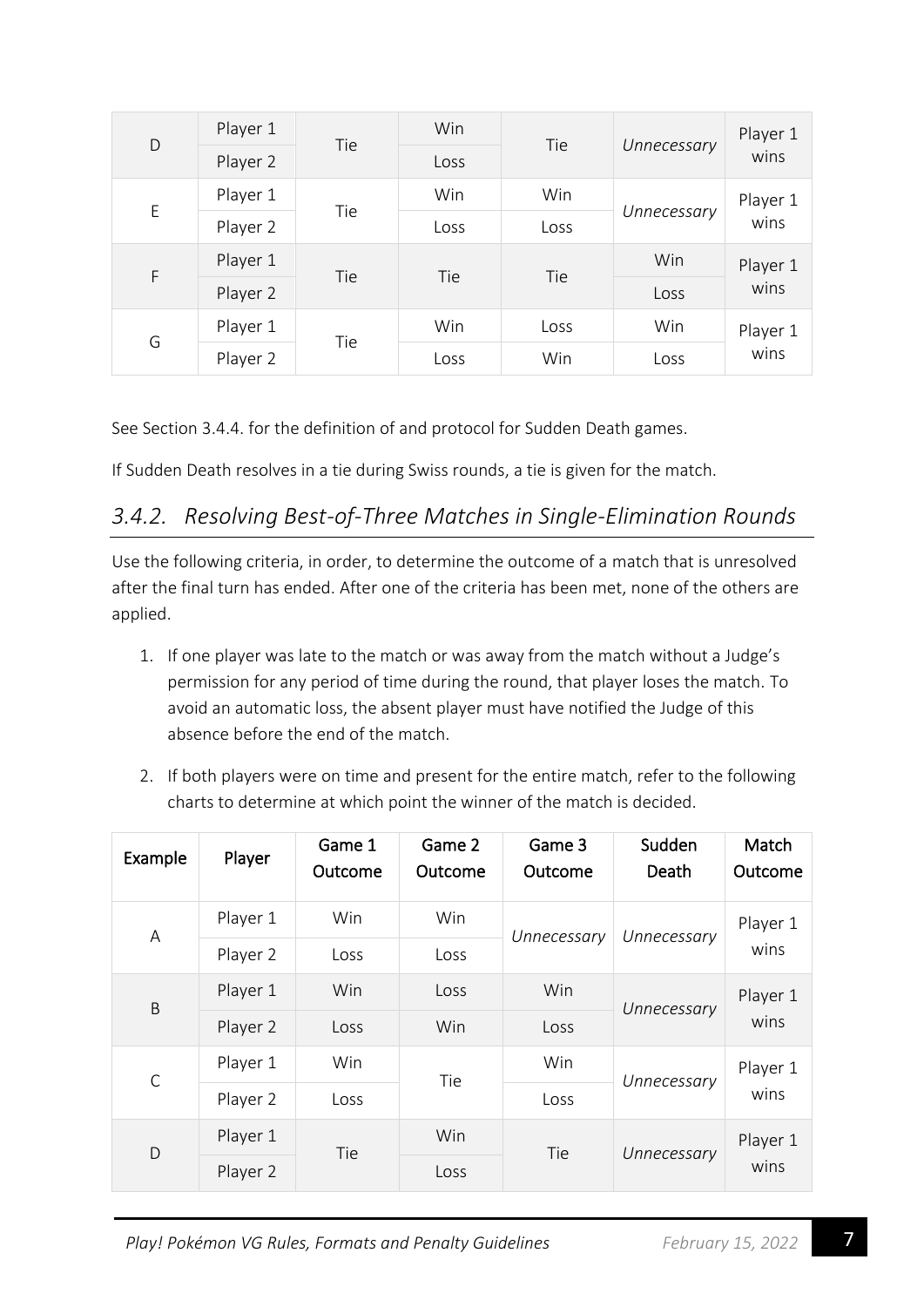| Example | Player | Game 1 Outcome | Game 2 Outcome | Game 3 Outcome | Sudden Death | Match Outcome |
| --- | --- | --- | --- | --- | --- | --- |
| D | Player 1 | Tie | Win | Tie | *Unnecessary* | Player 1 wins |
| | Player 2 | | Loss | | | |
| E | Player 1 | Tie | Win | Win | *Unnecessary* | Player 1 wins |
| | Player 2 | | Loss | Loss | | |
| F | Player 1 | Tie | Tie | Tie | Win | Player 1 wins |
| | Player 2 | | | | Loss | |
| G | Player 1 | Tie | Win | Loss | Win | Player 1 wins |
| | Player 2 | | Loss | Win | Loss | |

See Section 3.4.4. for the definition of and protocol for Sudden Death games.

If Sudden Death resolves in a tie during Swiss rounds, a tie is given for the match.

### *3.4.2. Resolving Best-of-Three Matches in Single-Elimination Rounds*

Use the following criteria, in order, to determine the outcome of a match that is unresolved after the final turn has ended. After one of the criteria has been met, none of the others are applied.

1. If one player was late to the match or was away from the match without a Judge's permission for any period of time during the round, that player loses the match. To avoid an automatic loss, the absent player must have notified the Judge of this absence before the end of the match.

2. If both players were on time and present for the entire match, refer to the following charts to determine at which point the winner of the match is decided.

| Example | Player | Game 1 Outcome | Game 2 Outcome | Game 3 Outcome | Sudden Death | Match Outcome |
| --- | --- | --- | --- | --- | --- | --- |
| A | Player 1 | Win | Win | *Unnecessary* | *Unnecessary* | Player 1 wins |
| | Player 2 | Loss | Loss | | | |
| B | Player 1 | Win | Loss | Win | *Unnecessary* | Player 1 wins |
| | Player 2 | Loss | Win | Loss | | |
| C | Player 1 | Win | Tie | Win | *Unnecessary* | Player 1 wins |
| | Player 2 | Loss | | Loss | | |
| D | Player 1 | Tie | Win | Tie | *Unnecessary* | Player 1 wins |
| | Player 2 | | Loss | | | |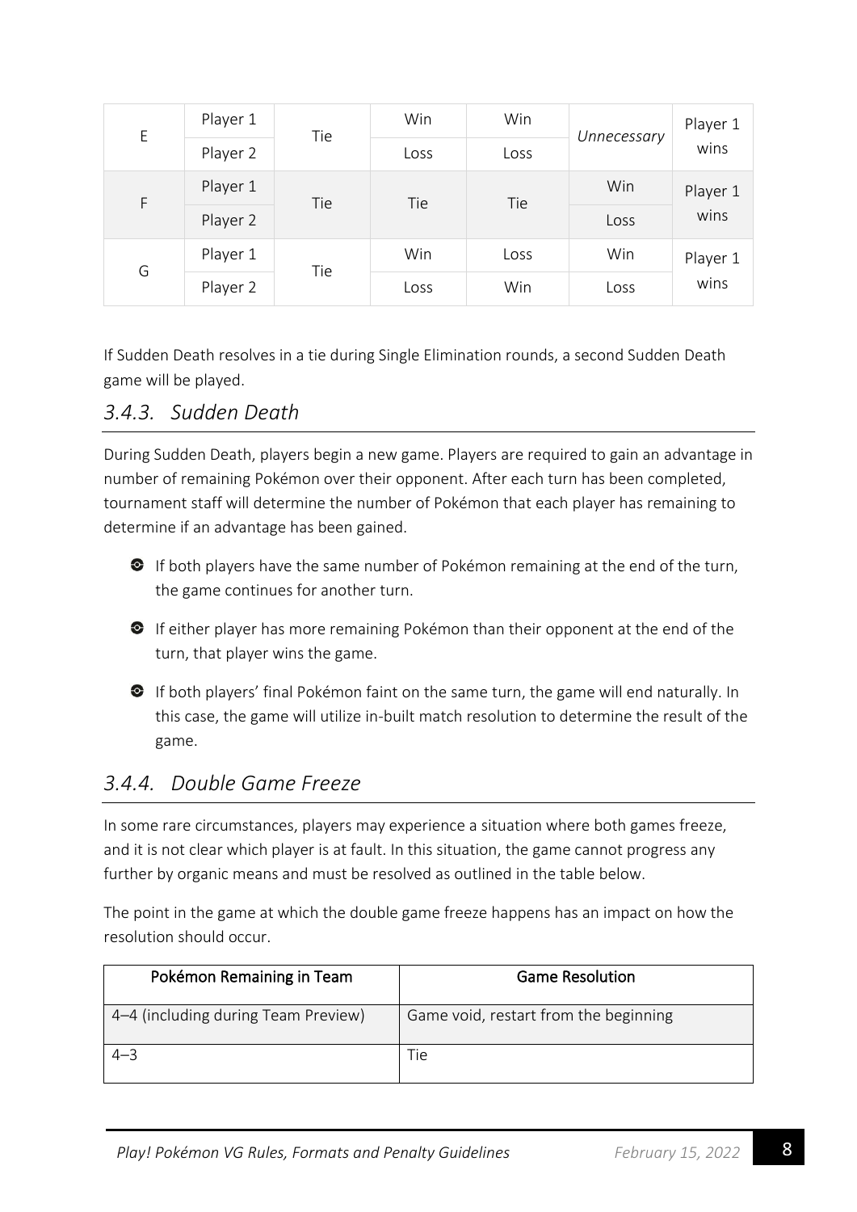| E | Player 1 | Tie | Win | Win | *Unnecessary* | Player 1 wins |
|---|---|---|---|---|---|---|
| | Player 2 | | Loss | Loss | | |
| F | Player 1 | Tie | Tie | Tie | Win | Player 1 wins |
| | Player 2 | | | | Loss | |
| G | Player 1 | Tie | Win | Loss | Win | Player 1 wins |
| | Player 2 | | Loss | Win | Loss | |

If Sudden Death resolves in a tie during Single Elimination rounds, a second Sudden Death game will be played.

### *3.4.3. Sudden Death*

During Sudden Death, players begin a new game. Players are required to gain an advantage in number of remaining Pokémon over their opponent. After each turn has been completed, tournament staff will determine the number of Pokémon that each player has remaining to determine if an advantage has been gained.

- If both players have the same number of Pokémon remaining at the end of the turn, the game continues for another turn.
- If either player has more remaining Pokémon than their opponent at the end of the turn, that player wins the game.
- If both players' final Pokémon faint on the same turn, the game will end naturally. In this case, the game will utilize in-built match resolution to determine the result of the game.

### *3.4.4. Double Game Freeze*

In some rare circumstances, players may experience a situation where both games freeze, and it is not clear which player is at fault. In this situation, the game cannot progress any further by organic means and must be resolved as outlined in the table below.

The point in the game at which the double game freeze happens has an impact on how the resolution should occur.

| Pokémon Remaining in Team | Game Resolution |
|---|---|
| 4–4 (including during Team Preview) | Game void, restart from the beginning |
| 4–3 | Tie |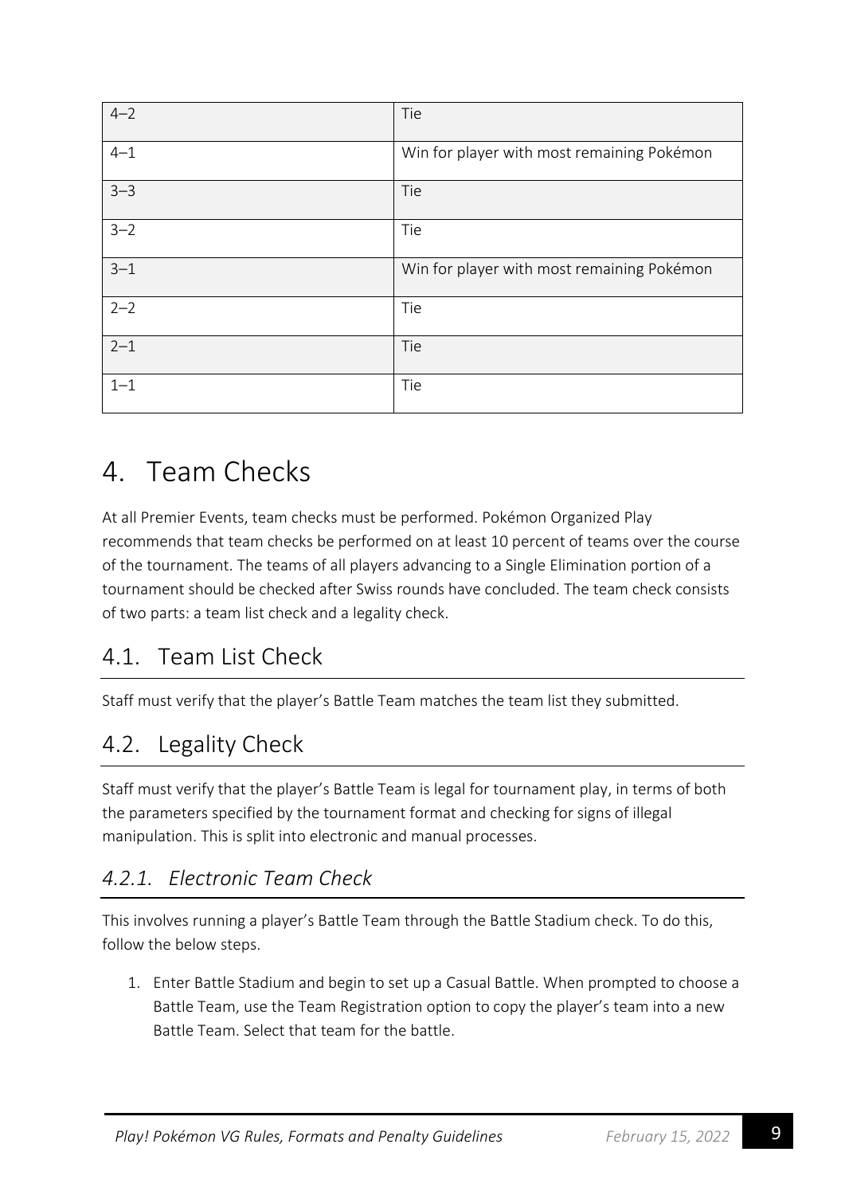| | |
|---|---|
| 4–2 | Tie |
| 4–1 | Win for player with most remaining Pokémon |
| 3–3 | Tie |
| 3–2 | Tie |
| 3–1 | Win for player with most remaining Pokémon |
| 2–2 | Tie |
| 2–1 | Tie |
| 1–1 | Tie |

# 4. Team Checks

At all Premier Events, team checks must be performed. Pokémon Organized Play recommends that team checks be performed on at least 10 percent of teams over the course of the tournament. The teams of all players advancing to a Single Elimination portion of a tournament should be checked after Swiss rounds have concluded. The team check consists of two parts: a team list check and a legality check.

## 4.1. Team List Check

Staff must verify that the player's Battle Team matches the team list they submitted.

## 4.2. Legality Check

Staff must verify that the player's Battle Team is legal for tournament play, in terms of both the parameters specified by the tournament format and checking for signs of illegal manipulation. This is split into electronic and manual processes.

### *4.2.1. Electronic Team Check*

This involves running a player's Battle Team through the Battle Stadium check. To do this, follow the below steps.

1. Enter Battle Stadium and begin to set up a Casual Battle. When prompted to choose a Battle Team, use the Team Registration option to copy the player's team into a new Battle Team. Select that team for the battle.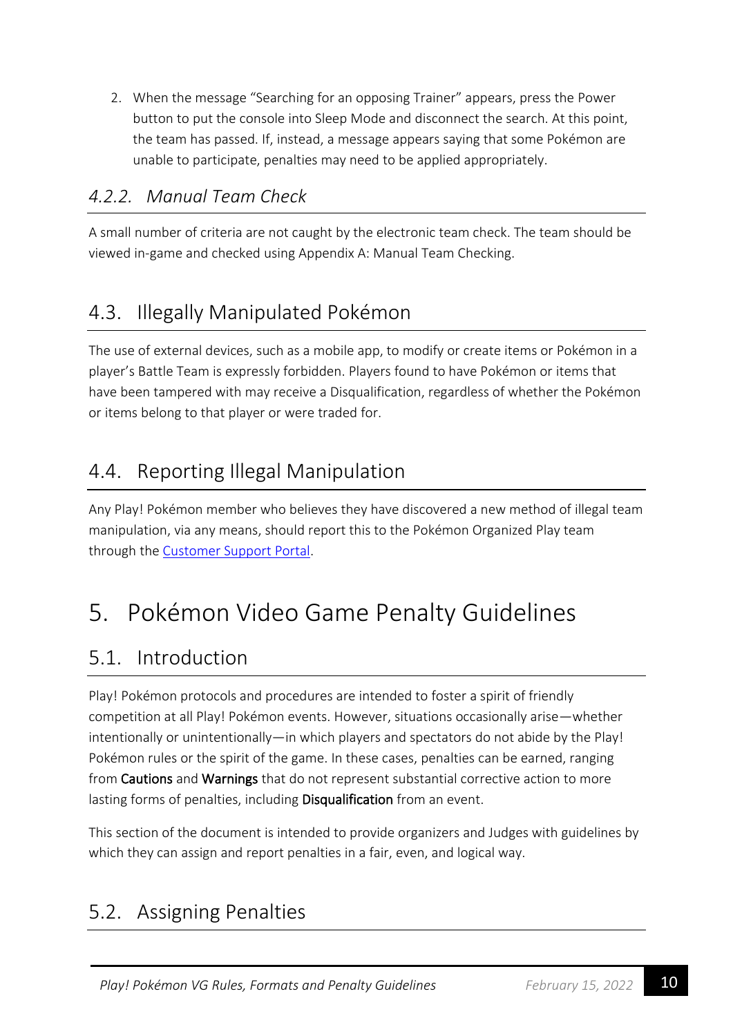2. When the message “Searching for an opposing Trainer” appears, press the Power button to put the console into Sleep Mode and disconnect the search. At this point, the team has passed. If, instead, a message appears saying that some Pokémon are unable to participate, penalties may need to be applied appropriately.

### *4.2.2. Manual Team Check*

A small number of criteria are not caught by the electronic team check. The team should be viewed in-game and checked using Appendix A: Manual Team Checking.

## 4.3. Illegally Manipulated Pokémon

The use of external devices, such as a mobile app, to modify or create items or Pokémon in a player’s Battle Team is expressly forbidden. Players found to have Pokémon or items that have been tampered with may receive a Disqualification, regardless of whether the Pokémon or items belong to that player or were traded for.

## 4.4. Reporting Illegal Manipulation

Any Play! Pokémon member who believes they have discovered a new method of illegal team manipulation, via any means, should report this to the Pokémon Organized Play team through the Customer Support Portal.

# 5. Pokémon Video Game Penalty Guidelines

## 5.1. Introduction

Play! Pokémon protocols and procedures are intended to foster a spirit of friendly competition at all Play! Pokémon events. However, situations occasionally arise—whether intentionally or unintentionally—in which players and spectators do not abide by the Play! Pokémon rules or the spirit of the game. In these cases, penalties can be earned, ranging from **Cautions** and **Warnings** that do not represent substantial corrective action to more lasting forms of penalties, including **Disqualification** from an event.

This section of the document is intended to provide organizers and Judges with guidelines by which they can assign and report penalties in a fair, even, and logical way.

## 5.2. Assigning Penalties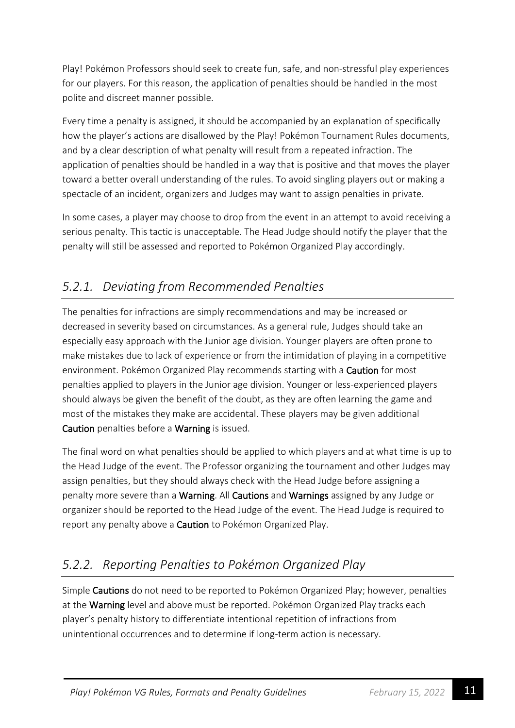Play! Pokémon Professors should seek to create fun, safe, and non-stressful play experiences for our players. For this reason, the application of penalties should be handled in the most polite and discreet manner possible.

Every time a penalty is assigned, it should be accompanied by an explanation of specifically how the player's actions are disallowed by the Play! Pokémon Tournament Rules documents, and by a clear description of what penalty will result from a repeated infraction. The application of penalties should be handled in a way that is positive and that moves the player toward a better overall understanding of the rules. To avoid singling players out or making a spectacle of an incident, organizers and Judges may want to assign penalties in private.

In some cases, a player may choose to drop from the event in an attempt to avoid receiving a serious penalty. This tactic is unacceptable. The Head Judge should notify the player that the penalty will still be assessed and reported to Pokémon Organized Play accordingly.

### *5.2.1. Deviating from Recommended Penalties*

The penalties for infractions are simply recommendations and may be increased or decreased in severity based on circumstances. As a general rule, Judges should take an especially easy approach with the Junior age division. Younger players are often prone to make mistakes due to lack of experience or from the intimidation of playing in a competitive environment. Pokémon Organized Play recommends starting with a **Caution** for most penalties applied to players in the Junior age division. Younger or less-experienced players should always be given the benefit of the doubt, as they are often learning the game and most of the mistakes they make are accidental. These players may be given additional **Caution** penalties before a **Warning** is issued.

The final word on what penalties should be applied to which players and at what time is up to the Head Judge of the event. The Professor organizing the tournament and other Judges may assign penalties, but they should always check with the Head Judge before assigning a penalty more severe than a **Warning**. All **Cautions** and **Warnings** assigned by any Judge or organizer should be reported to the Head Judge of the event. The Head Judge is required to report any penalty above a **Caution** to Pokémon Organized Play.

### *5.2.2. Reporting Penalties to Pokémon Organized Play*

Simple **Cautions** do not need to be reported to Pokémon Organized Play; however, penalties at the **Warning** level and above must be reported. Pokémon Organized Play tracks each player's penalty history to differentiate intentional repetition of infractions from unintentional occurrences and to determine if long-term action is necessary.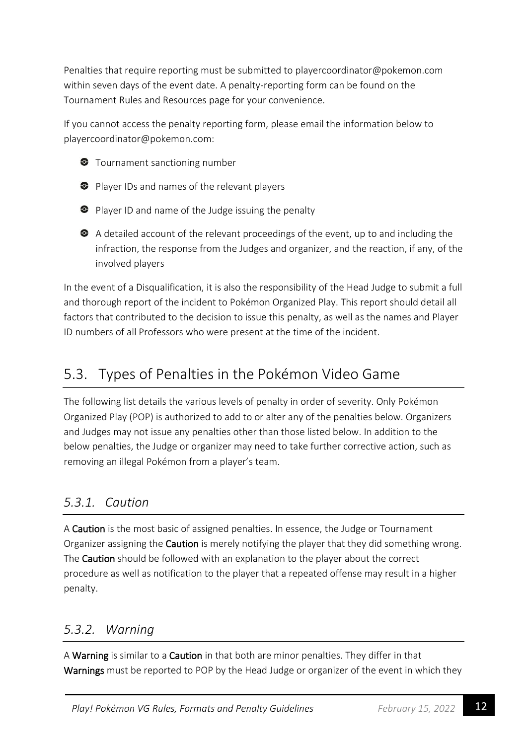Penalties that require reporting must be submitted to playercoordinator@pokemon.com within seven days of the event date. A penalty-reporting form can be found on the Tournament Rules and Resources page for your convenience.

If you cannot access the penalty reporting form, please email the information below to playercoordinator@pokemon.com:

- Tournament sanctioning number
- Player IDs and names of the relevant players
- Player ID and name of the Judge issuing the penalty
- A detailed account of the relevant proceedings of the event, up to and including the infraction, the response from the Judges and organizer, and the reaction, if any, of the involved players

In the event of a Disqualification, it is also the responsibility of the Head Judge to submit a full and thorough report of the incident to Pokémon Organized Play. This report should detail all factors that contributed to the decision to issue this penalty, as well as the names and Player ID numbers of all Professors who were present at the time of the incident.

## 5.3. Types of Penalties in the Pokémon Video Game

The following list details the various levels of penalty in order of severity. Only Pokémon Organized Play (POP) is authorized to add to or alter any of the penalties below. Organizers and Judges may not issue any penalties other than those listed below. In addition to the below penalties, the Judge or organizer may need to take further corrective action, such as removing an illegal Pokémon from a player's team.

### *5.3.1. Caution*

A **Caution** is the most basic of assigned penalties. In essence, the Judge or Tournament Organizer assigning the **Caution** is merely notifying the player that they did something wrong. The **Caution** should be followed with an explanation to the player about the correct procedure as well as notification to the player that a repeated offense may result in a higher penalty.

### *5.3.2. Warning*

A **Warning** is similar to a **Caution** in that both are minor penalties. They differ in that **Warnings** must be reported to POP by the Head Judge or organizer of the event in which they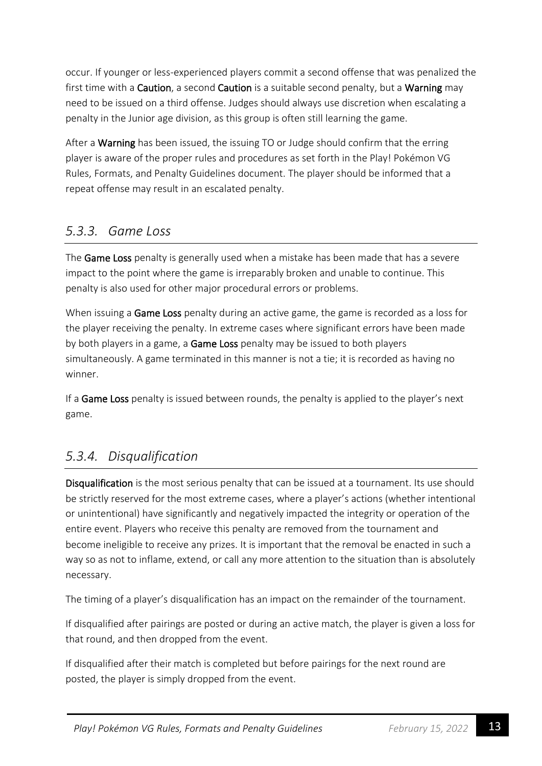occur. If younger or less-experienced players commit a second offense that was penalized the first time with a **Caution**, a second **Caution** is a suitable second penalty, but a **Warning** may need to be issued on a third offense. Judges should always use discretion when escalating a penalty in the Junior age division, as this group is often still learning the game.

After a **Warning** has been issued, the issuing TO or Judge should confirm that the erring player is aware of the proper rules and procedures as set forth in the Play! Pokémon VG Rules, Formats, and Penalty Guidelines document. The player should be informed that a repeat offense may result in an escalated penalty.

### *5.3.3. Game Loss*

The **Game Loss** penalty is generally used when a mistake has been made that has a severe impact to the point where the game is irreparably broken and unable to continue. This penalty is also used for other major procedural errors or problems.

When issuing a **Game Loss** penalty during an active game, the game is recorded as a loss for the player receiving the penalty. In extreme cases where significant errors have been made by both players in a game, a **Game Loss** penalty may be issued to both players simultaneously. A game terminated in this manner is not a tie; it is recorded as having no winner.

If a **Game Loss** penalty is issued between rounds, the penalty is applied to the player's next game.

### *5.3.4. Disqualification*

**Disqualification** is the most serious penalty that can be issued at a tournament. Its use should be strictly reserved for the most extreme cases, where a player's actions (whether intentional or unintentional) have significantly and negatively impacted the integrity or operation of the entire event. Players who receive this penalty are removed from the tournament and become ineligible to receive any prizes. It is important that the removal be enacted in such a way so as not to inflame, extend, or call any more attention to the situation than is absolutely necessary.

The timing of a player's disqualification has an impact on the remainder of the tournament.

If disqualified after pairings are posted or during an active match, the player is given a loss for that round, and then dropped from the event.

If disqualified after their match is completed but before pairings for the next round are posted, the player is simply dropped from the event.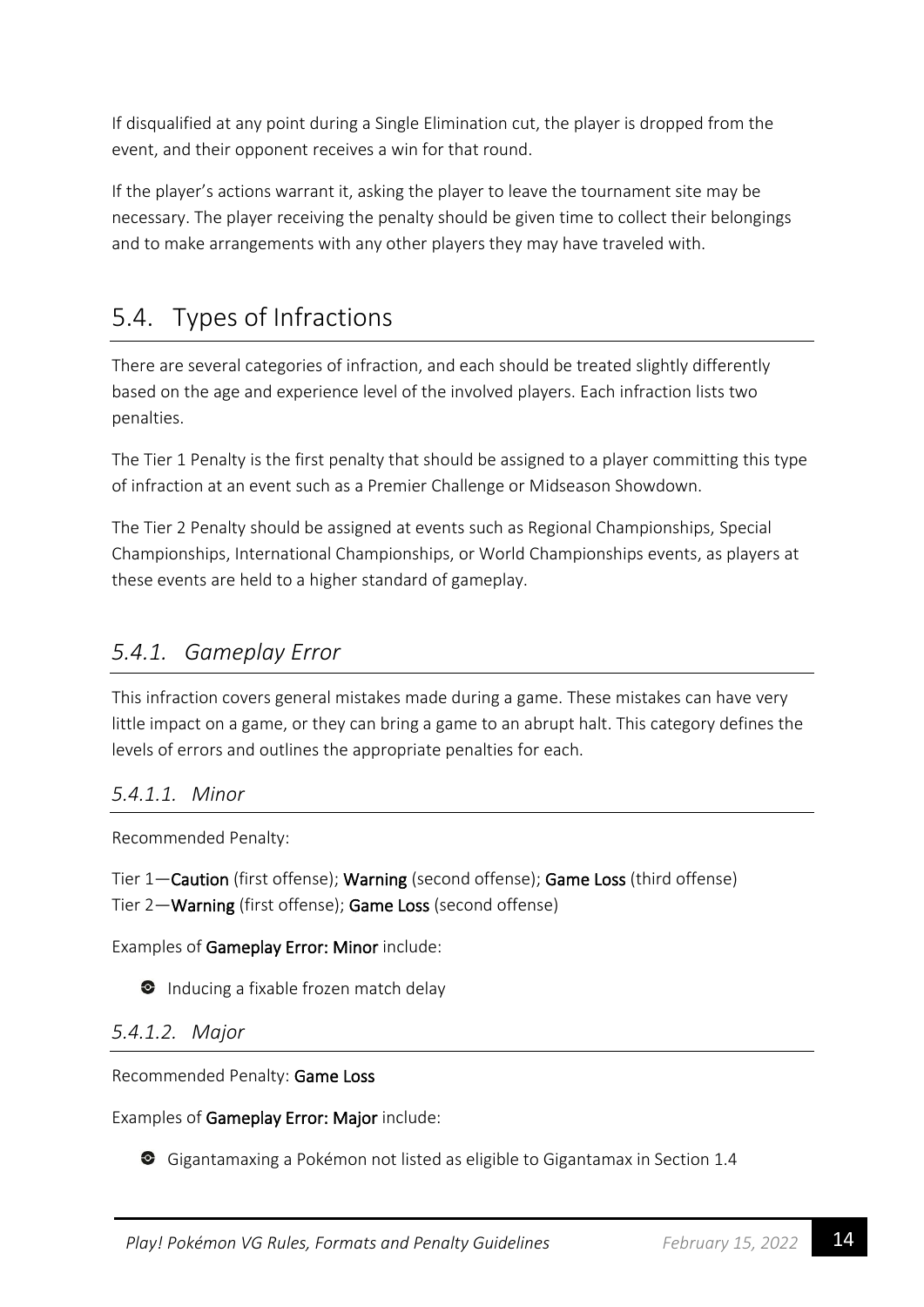If disqualified at any point during a Single Elimination cut, the player is dropped from the event, and their opponent receives a win for that round.

If the player's actions warrant it, asking the player to leave the tournament site may be necessary. The player receiving the penalty should be given time to collect their belongings and to make arrangements with any other players they may have traveled with.

## 5.4. Types of Infractions

There are several categories of infraction, and each should be treated slightly differently based on the age and experience level of the involved players. Each infraction lists two penalties.

The Tier 1 Penalty is the first penalty that should be assigned to a player committing this type of infraction at an event such as a Premier Challenge or Midseason Showdown.

The Tier 2 Penalty should be assigned at events such as Regional Championships, Special Championships, International Championships, or World Championships events, as players at these events are held to a higher standard of gameplay.

### *5.4.1. Gameplay Error*

This infraction covers general mistakes made during a game. These mistakes can have very little impact on a game, or they can bring a game to an abrupt halt. This category defines the levels of errors and outlines the appropriate penalties for each.

#### *5.4.1.1. Minor*

Recommended Penalty:

Tier 1—**Caution** (first offense); **Warning** (second offense); **Game Loss** (third offense)
Tier 2—**Warning** (first offense); **Game Loss** (second offense)

Examples of **Gameplay Error: Minor** include:

- Inducing a fixable frozen match delay

#### *5.4.1.2. Major*

Recommended Penalty: **Game Loss**

Examples of **Gameplay Error: Major** include:

- Gigantamaxing a Pokémon not listed as eligible to Gigantamax in Section 1.4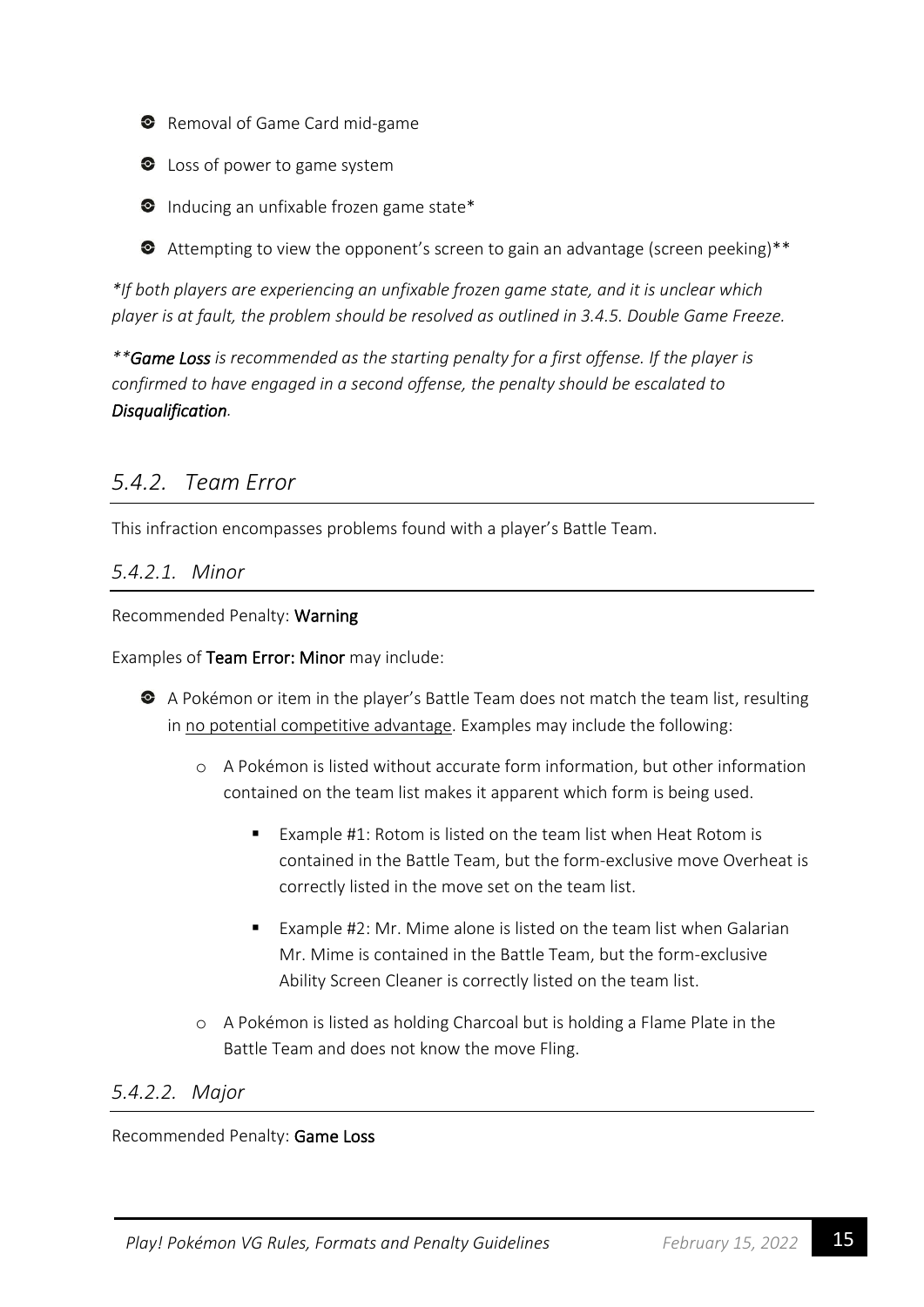- Removal of Game Card mid-game
- Loss of power to game system
- Inducing an unfixable frozen game state*
- Attempting to view the opponent's screen to gain an advantage (screen peeking)**

*\*If both players are experiencing an unfixable frozen game state, and it is unclear which player is at fault, the problem should be resolved as outlined in 3.4.5. Double Game Freeze.*

*\*\***Game Loss** *is recommended as the starting penalty for a first offense. If the player is confirmed to have engaged in a second offense, the penalty should be escalated to* ***Disqualification****.*

## *5.4.2. Team Error*

This infraction encompasses problems found with a player's Battle Team.

### *5.4.2.1. Minor*

Recommended Penalty: **Warning**

Examples of **Team Error: Minor** may include:

- A Pokémon or item in the player's Battle Team does not match the team list, resulting in <u>no potential competitive advantage</u>. Examples may include the following:
  - A Pokémon is listed without accurate form information, but other information contained on the team list makes it apparent which form is being used.
    - Example #1: Rotom is listed on the team list when Heat Rotom is contained in the Battle Team, but the form-exclusive move Overheat is correctly listed in the move set on the team list.
    - Example #2: Mr. Mime alone is listed on the team list when Galarian Mr. Mime is contained in the Battle Team, but the form-exclusive Ability Screen Cleaner is correctly listed on the team list.
  - A Pokémon is listed as holding Charcoal but is holding a Flame Plate in the Battle Team and does not know the move Fling.

### *5.4.2.2. Major*

Recommended Penalty: **Game Loss**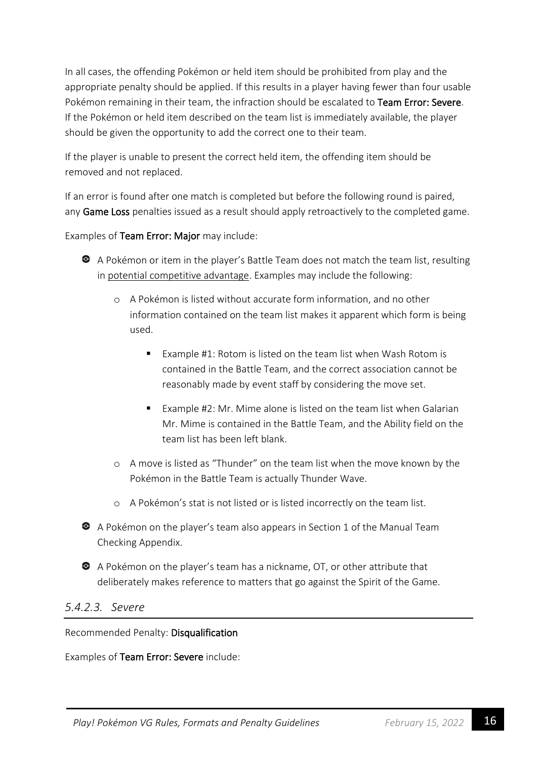In all cases, the offending Pokémon or held item should be prohibited from play and the appropriate penalty should be applied. If this results in a player having fewer than four usable Pokémon remaining in their team, the infraction should be escalated to **Team Error: Severe**. If the Pokémon or held item described on the team list is immediately available, the player should be given the opportunity to add the correct one to their team.

If the player is unable to present the correct held item, the offending item should be removed and not replaced.

If an error is found after one match is completed but before the following round is paired, any **Game Loss** penalties issued as a result should apply retroactively to the completed game.

Examples of **Team Error: Major** may include:

- A Pokémon or item in the player's Battle Team does not match the team list, resulting in potential competitive advantage. Examples may include the following:
    - A Pokémon is listed without accurate form information, and no other information contained on the team list makes it apparent which form is being used.
        - Example #1: Rotom is listed on the team list when Wash Rotom is contained in the Battle Team, and the correct association cannot be reasonably made by event staff by considering the move set.
        - Example #2: Mr. Mime alone is listed on the team list when Galarian Mr. Mime is contained in the Battle Team, and the Ability field on the team list has been left blank.
    - A move is listed as "Thunder" on the team list when the move known by the Pokémon in the Battle Team is actually Thunder Wave.
    - A Pokémon's stat is not listed or is listed incorrectly on the team list.
- A Pokémon on the player's team also appears in Section 1 of the Manual Team Checking Appendix.
- A Pokémon on the player's team has a nickname, OT, or other attribute that deliberately makes reference to matters that go against the Spirit of the Game.

#### *5.4.2.3. Severe*

Recommended Penalty: **Disqualification**

Examples of **Team Error: Severe** include: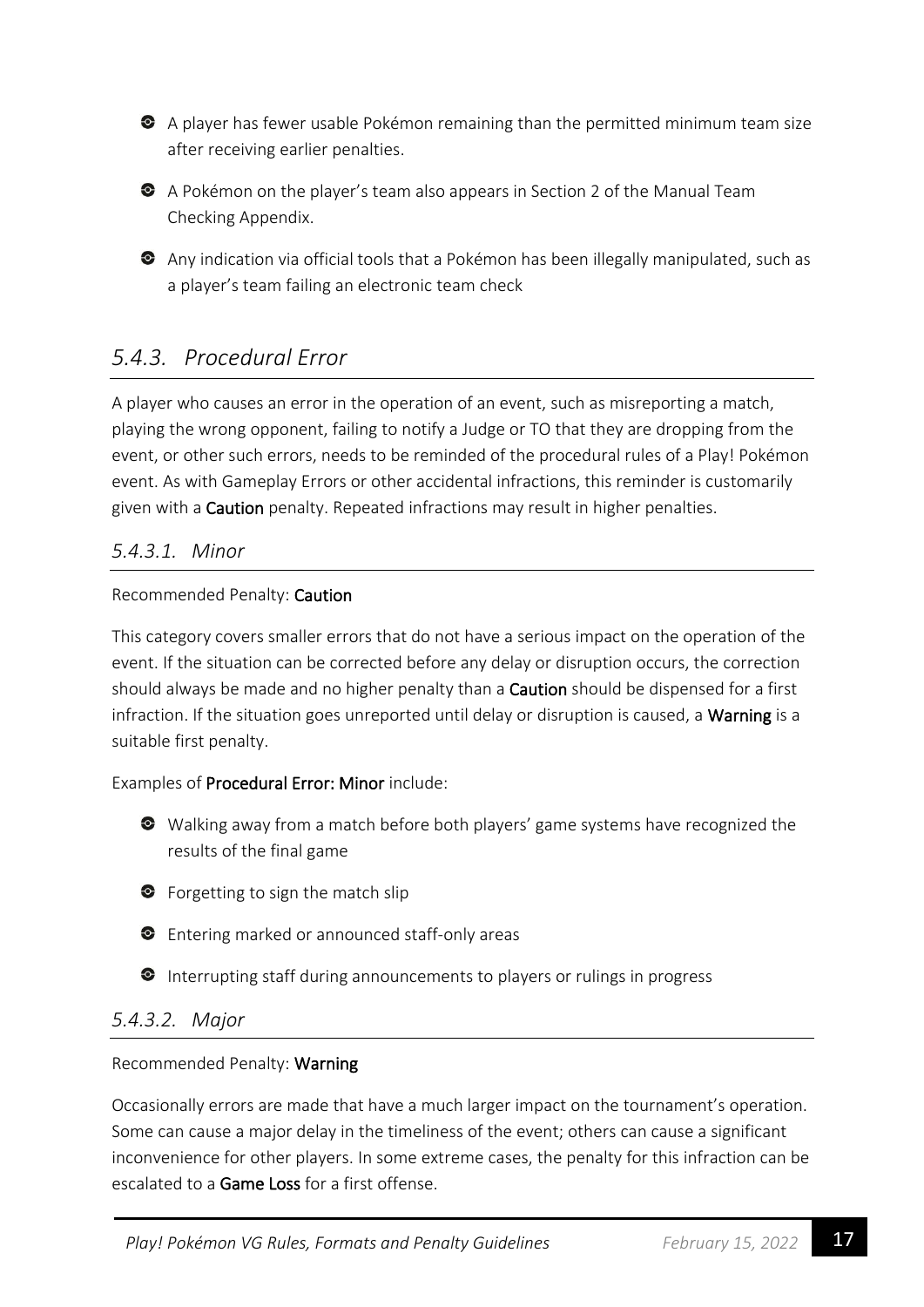- A player has fewer usable Pokémon remaining than the permitted minimum team size after receiving earlier penalties.
- A Pokémon on the player's team also appears in Section 2 of the Manual Team Checking Appendix.
- Any indication via official tools that a Pokémon has been illegally manipulated, such as a player's team failing an electronic team check

## *5.4.3. Procedural Error*

A player who causes an error in the operation of an event, such as misreporting a match, playing the wrong opponent, failing to notify a Judge or TO that they are dropping from the event, or other such errors, needs to be reminded of the procedural rules of a Play! Pokémon event. As with Gameplay Errors or other accidental infractions, this reminder is customarily given with a **Caution** penalty. Repeated infractions may result in higher penalties.

### *5.4.3.1. Minor*

Recommended Penalty: **Caution**

This category covers smaller errors that do not have a serious impact on the operation of the event. If the situation can be corrected before any delay or disruption occurs, the correction should always be made and no higher penalty than a **Caution** should be dispensed for a first infraction. If the situation goes unreported until delay or disruption is caused, a **Warning** is a suitable first penalty.

Examples of **Procedural Error: Minor** include:

- Walking away from a match before both players' game systems have recognized the results of the final game
- Forgetting to sign the match slip
- Entering marked or announced staff-only areas
- Interrupting staff during announcements to players or rulings in progress

### *5.4.3.2. Major*

Recommended Penalty: **Warning**

Occasionally errors are made that have a much larger impact on the tournament's operation. Some can cause a major delay in the timeliness of the event; others can cause a significant inconvenience for other players. In some extreme cases, the penalty for this infraction can be escalated to a **Game Loss** for a first offense.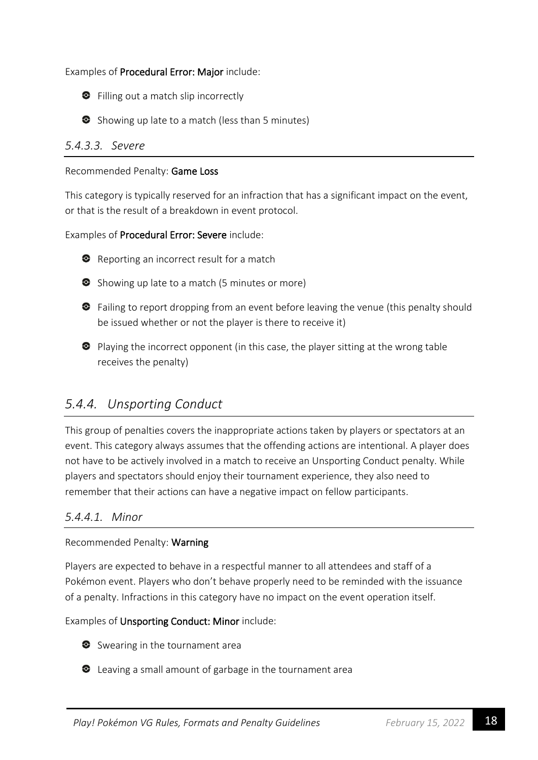Examples of **Procedural Error: Major** include:

- Filling out a match slip incorrectly
- Showing up late to a match (less than 5 minutes)

#### *5.4.3.3. Severe*

Recommended Penalty: **Game Loss**

This category is typically reserved for an infraction that has a significant impact on the event, or that is the result of a breakdown in event protocol.

Examples of **Procedural Error: Severe** include:

- Reporting an incorrect result for a match
- Showing up late to a match (5 minutes or more)
- Failing to report dropping from an event before leaving the venue (this penalty should be issued whether or not the player is there to receive it)
- Playing the incorrect opponent (in this case, the player sitting at the wrong table receives the penalty)

### *5.4.4. Unsporting Conduct*

This group of penalties covers the inappropriate actions taken by players or spectators at an event. This category always assumes that the offending actions are intentional. A player does not have to be actively involved in a match to receive an Unsporting Conduct penalty. While players and spectators should enjoy their tournament experience, they also need to remember that their actions can have a negative impact on fellow participants.

#### *5.4.4.1. Minor*

Recommended Penalty: **Warning**

Players are expected to behave in a respectful manner to all attendees and staff of a Pokémon event. Players who don't behave properly need to be reminded with the issuance of a penalty. Infractions in this category have no impact on the event operation itself.

Examples of **Unsporting Conduct: Minor** include:

- Swearing in the tournament area
- Leaving a small amount of garbage in the tournament area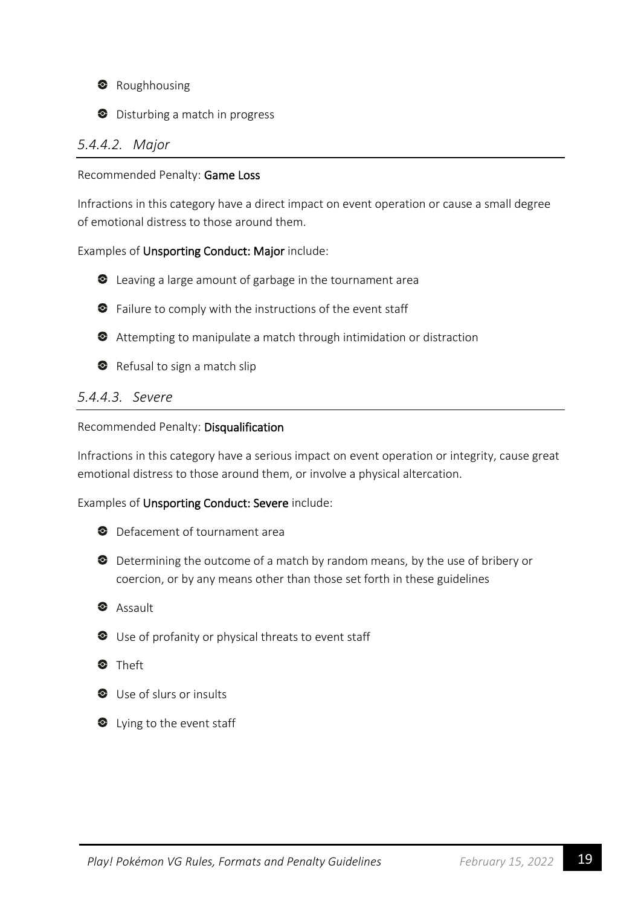- Roughhousing
- Disturbing a match in progress

#### *5.4.4.2. Major*

Recommended Penalty: **Game Loss**

Infractions in this category have a direct impact on event operation or cause a small degree of emotional distress to those around them.

Examples of **Unsporting Conduct: Major** include:

- Leaving a large amount of garbage in the tournament area
- Failure to comply with the instructions of the event staff
- Attempting to manipulate a match through intimidation or distraction
- Refusal to sign a match slip

#### *5.4.4.3. Severe*

Recommended Penalty: **Disqualification**

Infractions in this category have a serious impact on event operation or integrity, cause great emotional distress to those around them, or involve a physical altercation.

Examples of **Unsporting Conduct: Severe** include:

- Defacement of tournament area
- Determining the outcome of a match by random means, by the use of bribery or coercion, or by any means other than those set forth in these guidelines
- Assault
- Use of profanity or physical threats to event staff
- Theft
- Use of slurs or insults
- Lying to the event staff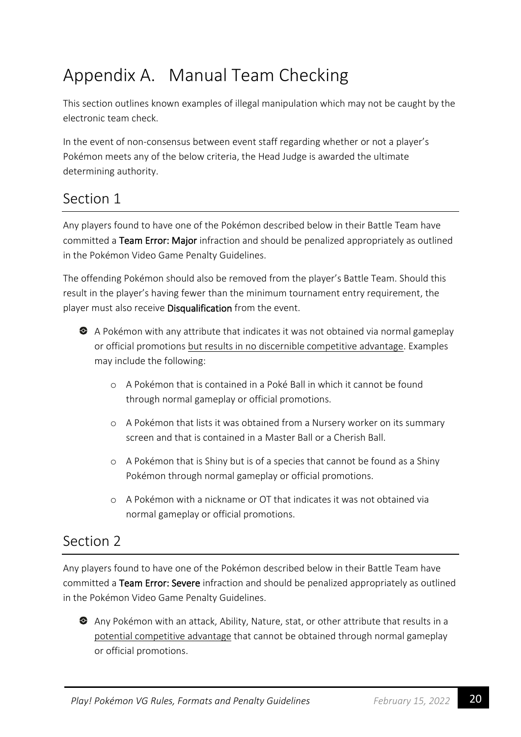# Appendix A. Manual Team Checking

This section outlines known examples of illegal manipulation which may not be caught by the electronic team check.

In the event of non-consensus between event staff regarding whether or not a player's Pokémon meets any of the below criteria, the Head Judge is awarded the ultimate determining authority.

## Section 1

Any players found to have one of the Pokémon described below in their Battle Team have committed a **Team Error: Major** infraction and should be penalized appropriately as outlined in the Pokémon Video Game Penalty Guidelines.

The offending Pokémon should also be removed from the player's Battle Team. Should this result in the player's having fewer than the minimum tournament entry requirement, the player must also receive **Disqualification** from the event.

- A Pokémon with any attribute that indicates it was not obtained via normal gameplay or official promotions <u>but results in no discernible competitive advantage</u>. Examples may include the following:
    - A Pokémon that is contained in a Poké Ball in which it cannot be found through normal gameplay or official promotions.
    - A Pokémon that lists it was obtained from a Nursery worker on its summary screen and that is contained in a Master Ball or a Cherish Ball.
    - A Pokémon that is Shiny but is of a species that cannot be found as a Shiny Pokémon through normal gameplay or official promotions.
    - A Pokémon with a nickname or OT that indicates it was not obtained via normal gameplay or official promotions.

## Section 2

Any players found to have one of the Pokémon described below in their Battle Team have committed a **Team Error: Severe** infraction and should be penalized appropriately as outlined in the Pokémon Video Game Penalty Guidelines.

- Any Pokémon with an attack, Ability, Nature, stat, or other attribute that results in a <u>potential competitive advantage</u> that cannot be obtained through normal gameplay or official promotions.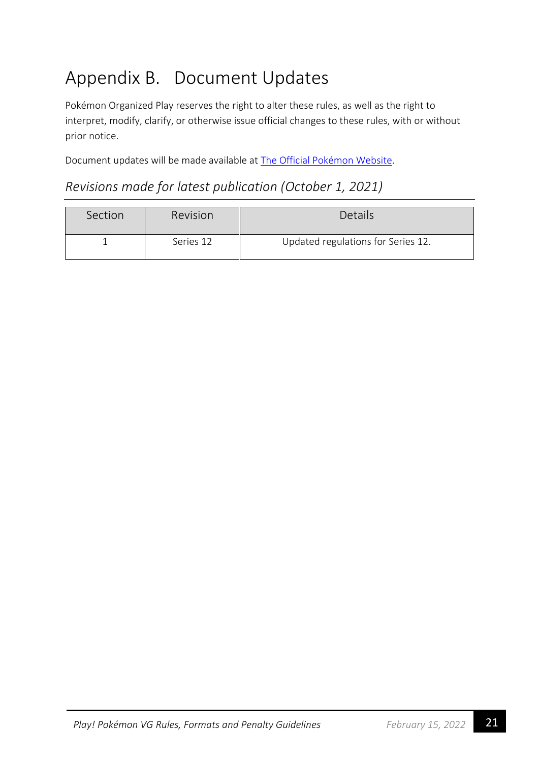# Appendix B. Document Updates

Pokémon Organized Play reserves the right to alter these rules, as well as the right to interpret, modify, clarify, or otherwise issue official changes to these rules, with or without prior notice.

Document updates will be made available at [The Official Pokémon Website](The Official Pokémon Website).

## *Revisions made for latest publication (October 1, 2021)*

| Section | Revision | Details |
|---|---|---|
| 1 | Series 12 | Updated regulations for Series 12. |